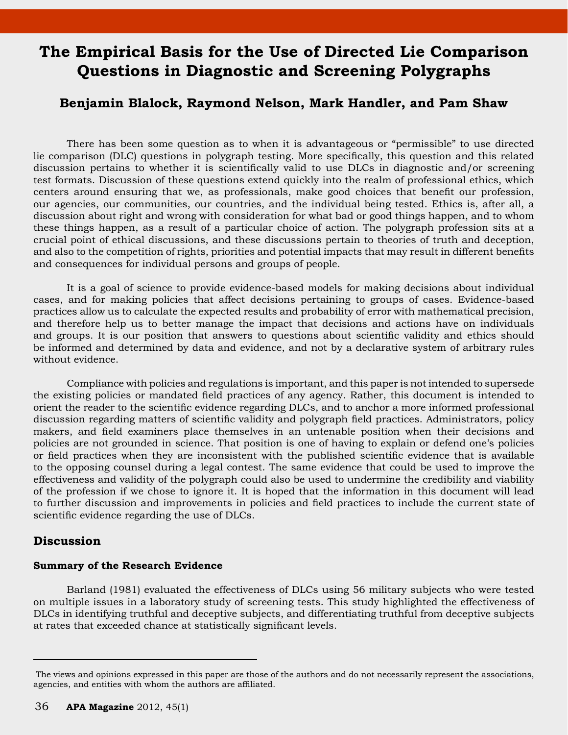# The Empirical Basis for the Use of Directed Lie Comparison Questions in Diagnostic and Screening Polygraphs

### Benjamin Blalock, Raymond Nelson, Mark Handler, and Pam Shaw

There has been some question as to when it is advantageous or "permissible" to use directed lie comparison (DLC) questions in polygraph testing. More specifically, this question and this related discussion pertains to whether it is scientifically valid to use DLCs in diagnostic and/or screening test formats. Discussion of these questions extend quickly into the realm of professional ethics, which centers around ensuring that we, as professionals, make good choices that benefit our profession, our agencies, our communities, our countries, and the individual being tested. Ethics is, after all, a discussion about right and wrong with consideration for what bad or good things happen, and to whom these things happen, as a result of a particular choice of action. The polygraph profession sits at a crucial point of ethical discussions, and these discussions pertain to theories of truth and deception, and also to the competition of rights, priorities and potential impacts that may result in different benefits and consequences for individual persons and groups of people.

It is a goal of science to provide evidence-based models for making decisions about individual cases, and for making policies that affect decisions pertaining to groups of cases. Evidence-based practices allow us to calculate the expected results and probability of error with mathematical precision, and therefore help us to better manage the impact that decisions and actions have on individuals and groups. It is our position that answers to questions about scientific validity and ethics should be informed and determined by data and evidence, and not by a declarative system of arbitrary rules without evidence.

Compliance with policies and regulations is important, and this paper is not intended to supersede the existing policies or mandated field practices of any agency. Rather, this document is intended to orient the reader to the scientific evidence regarding DLCs, and to anchor a more informed professional discussion regarding matters of scientific validity and polygraph field practices. Administrators, policy makers, and field examiners place themselves in an untenable position when their decisions and policies are not grounded in science. That position is one of having to explain or defend one's policies or field practices when they are inconsistent with the published scientific evidence that is available to the opposing counsel during a legal contest. The same evidence that could be used to improve the effectiveness and validity of the polygraph could also be used to undermine the credibility and viability of the profession if we chose to ignore it. It is hoped that the information in this document will lead to further discussion and improvements in policies and field practices to include the current state of scientific evidence regarding the use of DLCs.

## Discussion

### Summary of the Research Evidence

Barland (1981) evaluated the effectiveness of DLCs using 56 military subjects who were tested on multiple issues in a laboratory study of screening tests. This study highlighted the effectiveness of DLCs in identifying truthful and deceptive subjects, and differentiating truthful from deceptive subjects at rates that exceeded chance at statistically significant levels.

---

The views and opinions expressed in this paper are those of the authors and do not necessarily represent the associations, agencies, and entities with whom the authors are affiliated.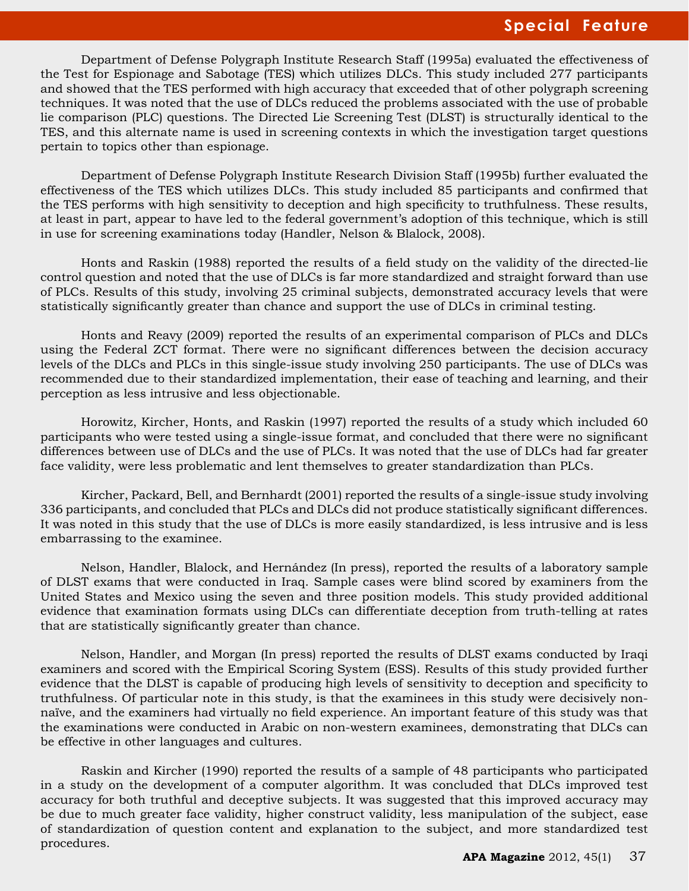Department of Defense Polygraph Institute Research Staff (1995a) evaluated the effectiveness of the Test for Espionage and Sabotage (TES) which utilizes DLCs. This study included 277 participants and showed that the TES performed with high accuracy that exceeded that of other polygraph screening techniques. It was noted that the use of DLCs reduced the problems associated with the use of probable lie comparison (PLC) questions. The Directed Lie Screening Test (DLST) is structurally identical to the TES, and this alternate name is used in screening contexts in which the investigation target questions pertain to topics other than espionage.

Department of Defense Polygraph Institute Research Division Staff (1995b) further evaluated the effectiveness of the TES which utilizes DLCs. This study included 85 participants and confirmed that the TES performs with high sensitivity to deception and high specificity to truthfulness. These results, at least in part, appear to have led to the federal government's adoption of this technique, which is still in use for screening examinations today (Handler, Nelson & Blalock, 2008).

Honts and Raskin (1988) reported the results of a field study on the validity of the directed-lie control question and noted that the use of DLCs is far more standardized and straight forward than use of PLCs. Results of this study, involving 25 criminal subjects, demonstrated accuracy levels that were statistically significantly greater than chance and support the use of DLCs in criminal testing.

Honts and Reavy (2009) reported the results of an experimental comparison of PLCs and DLCs using the Federal ZCT format. There were no significant differences between the decision accuracy levels of the DLCs and PLCs in this single-issue study involving 250 participants. The use of DLCs was recommended due to their standardized implementation, their ease of teaching and learning, and their perception as less intrusive and less objectionable.

Horowitz, Kircher, Honts, and Raskin (1997) reported the results of a study which included 60 participants who were tested using a single-issue format, and concluded that there were no significant differences between use of DLCs and the use of PLCs. It was noted that the use of DLCs had far greater face validity, were less problematic and lent themselves to greater standardization than PLCs.

Kircher, Packard, Bell, and Bernhardt (2001) reported the results of a single-issue study involving 336 participants, and concluded that PLCs and DLCs did not produce statistically significant differences. It was noted in this study that the use of DLCs is more easily standardized, is less intrusive and is less embarrassing to the examinee.

Nelson, Handler, Blalock, and Hernández (In press), reported the results of a laboratory sample of DLST exams that were conducted in Iraq. Sample cases were blind scored by examiners from the United States and Mexico using the seven and three position models. This study provided additional evidence that examination formats using DLCs can differentiate deception from truth-telling at rates that are statistically significantly greater than chance.

Nelson, Handler, and Morgan (In press) reported the results of DLST exams conducted by Iraqi examiners and scored with the Empirical Scoring System (ESS). Results of this study provided further evidence that the DLST is capable of producing high levels of sensitivity to deception and specificity to truthfulness. Of particular note in this study, is that the examinees in this study were decisively non-naïve, and the examiners had virtually no field experience. An important feature of this study was that the examinations were conducted in Arabic on non-western examinees, demonstrating that DLCs can be effective in other languages and cultures.

Raskin and Kircher (1990) reported the results of a sample of 48 participants who participated in a study on the development of a computer algorithm. It was concluded that DLCs improved test accuracy for both truthful and deceptive subjects. It was suggested that this improved accuracy may be due to much greater face validity, higher construct validity, less manipulation of the subject, ease of standardization of question content and explanation to the subject, and more standardized test procedures.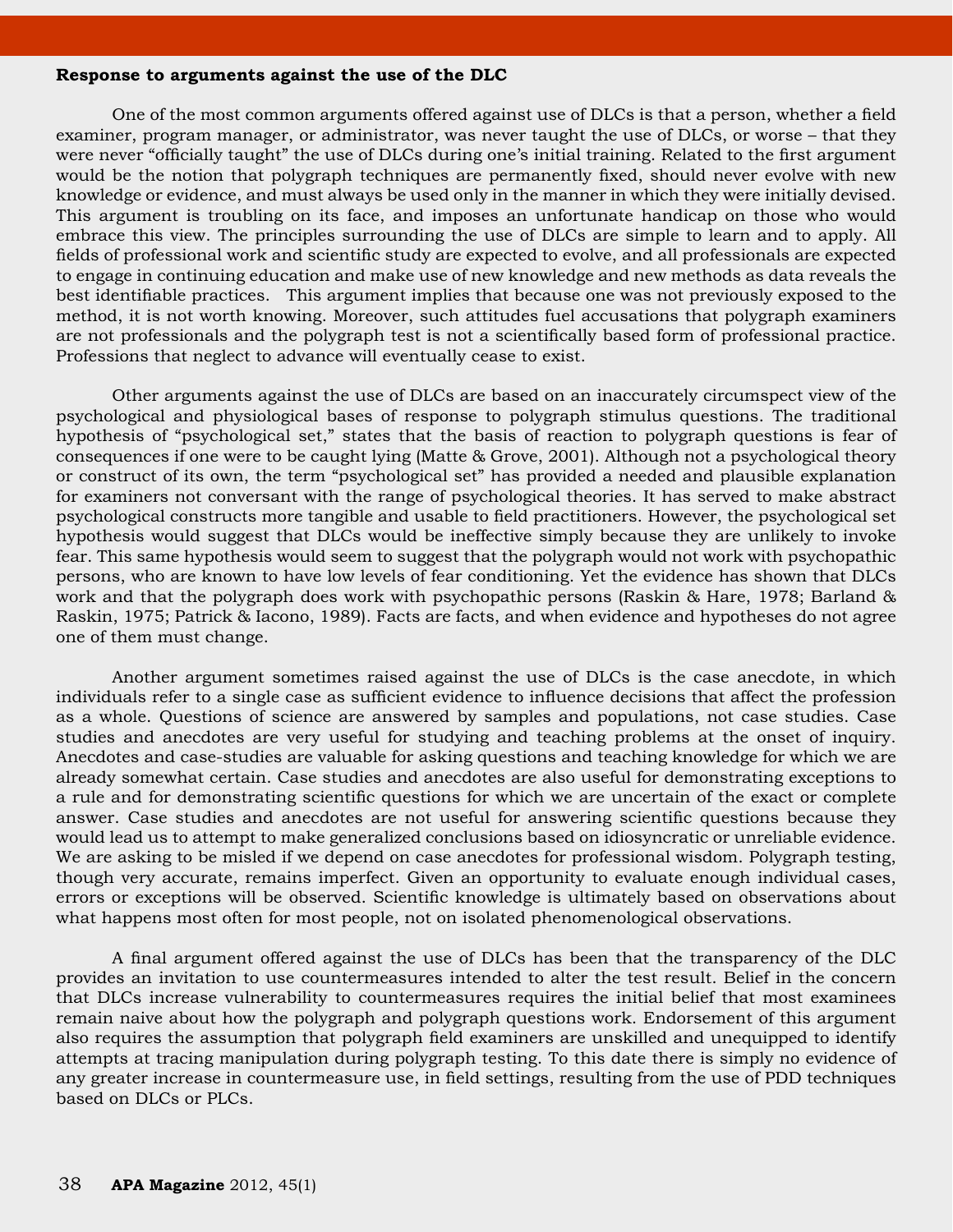**Response to arguments against the use of the DLC**

One of the most common arguments offered against use of DLCs is that a person, whether a field examiner, program manager, or administrator, was never taught the use of DLCs, or worse – that they were never "officially taught" the use of DLCs during one's initial training. Related to the first argument would be the notion that polygraph techniques are permanently fixed, should never evolve with new knowledge or evidence, and must always be used only in the manner in which they were initially devised. This argument is troubling on its face, and imposes an unfortunate handicap on those who would embrace this view. The principles surrounding the use of DLCs are simple to learn and to apply. All fields of professional work and scientific study are expected to evolve, and all professionals are expected to engage in continuing education and make use of new knowledge and new methods as data reveals the best identifiable practices. This argument implies that because one was not previously exposed to the method, it is not worth knowing. Moreover, such attitudes fuel accusations that polygraph examiners are not professionals and the polygraph test is not a scientifically based form of professional practice. Professions that neglect to advance will eventually cease to exist.

Other arguments against the use of DLCs are based on an inaccurately circumspect view of the psychological and physiological bases of response to polygraph stimulus questions. The traditional hypothesis of "psychological set," states that the basis of reaction to polygraph questions is fear of consequences if one were to be caught lying (Matte & Grove, 2001). Although not a psychological theory or construct of its own, the term "psychological set" has provided a needed and plausible explanation for examiners not conversant with the range of psychological theories. It has served to make abstract psychological constructs more tangible and usable to field practitioners. However, the psychological set hypothesis would suggest that DLCs would be ineffective simply because they are unlikely to invoke fear. This same hypothesis would seem to suggest that the polygraph would not work with psychopathic persons, who are known to have low levels of fear conditioning. Yet the evidence has shown that DLCs work and that the polygraph does work with psychopathic persons (Raskin & Hare, 1978; Barland & Raskin, 1975; Patrick & Iacono, 1989). Facts are facts, and when evidence and hypotheses do not agree one of them must change.

Another argument sometimes raised against the use of DLCs is the case anecdote, in which individuals refer to a single case as sufficient evidence to influence decisions that affect the profession as a whole. Questions of science are answered by samples and populations, not case studies. Case studies and anecdotes are very useful for studying and teaching problems at the onset of inquiry. Anecdotes and case-studies are valuable for asking questions and teaching knowledge for which we are already somewhat certain. Case studies and anecdotes are also useful for demonstrating exceptions to a rule and for demonstrating scientific questions for which we are uncertain of the exact or complete answer. Case studies and anecdotes are not useful for answering scientific questions because they would lead us to attempt to make generalized conclusions based on idiosyncratic or unreliable evidence. We are asking to be misled if we depend on case anecdotes for professional wisdom. Polygraph testing, though very accurate, remains imperfect. Given an opportunity to evaluate enough individual cases, errors or exceptions will be observed. Scientific knowledge is ultimately based on observations about what happens most often for most people, not on isolated phenomenological observations.

A final argument offered against the use of DLCs has been that the transparency of the DLC provides an invitation to use countermeasures intended to alter the test result. Belief in the concern that DLCs increase vulnerability to countermeasures requires the initial belief that most examinees remain naive about how the polygraph and polygraph questions work. Endorsement of this argument also requires the assumption that polygraph field examiners are unskilled and unequipped to identify attempts at tracing manipulation during polygraph testing. To this date there is simply no evidence of any greater increase in countermeasure use, in field settings, resulting from the use of PDD techniques based on DLCs or PLCs.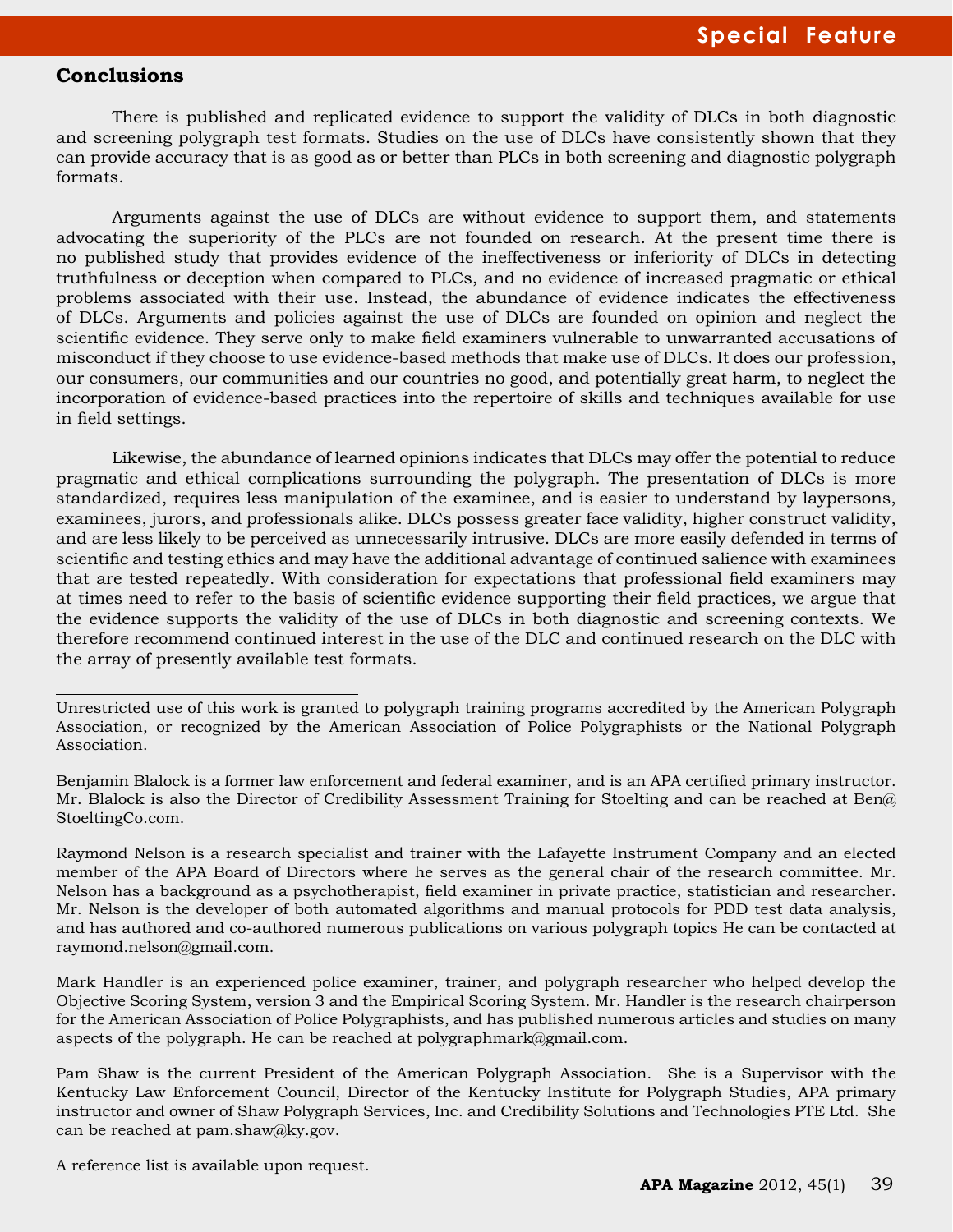## Conclusions

There is published and replicated evidence to support the validity of DLCs in both diagnostic and screening polygraph test formats. Studies on the use of DLCs have consistently shown that they can provide accuracy that is as good as or better than PLCs in both screening and diagnostic polygraph formats.

Arguments against the use of DLCs are without evidence to support them, and statements advocating the superiority of the PLCs are not founded on research. At the present time there is no published study that provides evidence of the ineffectiveness or inferiority of DLCs in detecting truthfulness or deception when compared to PLCs, and no evidence of increased pragmatic or ethical problems associated with their use. Instead, the abundance of evidence indicates the effectiveness of DLCs. Arguments and policies against the use of DLCs are founded on opinion and neglect the scientific evidence. They serve only to make field examiners vulnerable to unwarranted accusations of misconduct if they choose to use evidence-based methods that make use of DLCs. It does our profession, our consumers, our communities and our countries no good, and potentially great harm, to neglect the incorporation of evidence-based practices into the repertoire of skills and techniques available for use in field settings.

Likewise, the abundance of learned opinions indicates that DLCs may offer the potential to reduce pragmatic and ethical complications surrounding the polygraph. The presentation of DLCs is more standardized, requires less manipulation of the examinee, and is easier to understand by laypersons, examinees, jurors, and professionals alike. DLCs possess greater face validity, higher construct validity, and are less likely to be perceived as unnecessarily intrusive. DLCs are more easily defended in terms of scientific and testing ethics and may have the additional advantage of continued salience with examinees that are tested repeatedly. With consideration for expectations that professional field examiners may at times need to refer to the basis of scientific evidence supporting their field practices, we argue that the evidence supports the validity of the use of DLCs in both diagnostic and screening contexts. We therefore recommend continued interest in the use of the DLC and continued research on the DLC with the array of presently available test formats.

---

Unrestricted use of this work is granted to polygraph training programs accredited by the American Polygraph Association, or recognized by the American Association of Police Polygraphists or the National Polygraph Association.

Benjamin Blalock is a former law enforcement and federal examiner, and is an APA certified primary instructor. Mr. Blalock is also the Director of Credibility Assessment Training for Stoelting and can be reached at Ben@StoeltingCo.com.

Raymond Nelson is a research specialist and trainer with the Lafayette Instrument Company and an elected member of the APA Board of Directors where he serves as the general chair of the research committee. Mr. Nelson has a background as a psychotherapist, field examiner in private practice, statistician and researcher. Mr. Nelson is the developer of both automated algorithms and manual protocols for PDD test data analysis, and has authored and co-authored numerous publications on various polygraph topics He can be contacted at raymond.nelson@gmail.com.

Mark Handler is an experienced police examiner, trainer, and polygraph researcher who helped develop the Objective Scoring System, version 3 and the Empirical Scoring System. Mr. Handler is the research chairperson for the American Association of Police Polygraphists, and has published numerous articles and studies on many aspects of the polygraph. He can be reached at polygraphmark@gmail.com.

Pam Shaw is the current President of the American Polygraph Association. She is a Supervisor with the Kentucky Law Enforcement Council, Director of the Kentucky Institute for Polygraph Studies, APA primary instructor and owner of Shaw Polygraph Services, Inc. and Credibility Solutions and Technologies PTE Ltd. She can be reached at pam.shaw@ky.gov.

A reference list is available upon request.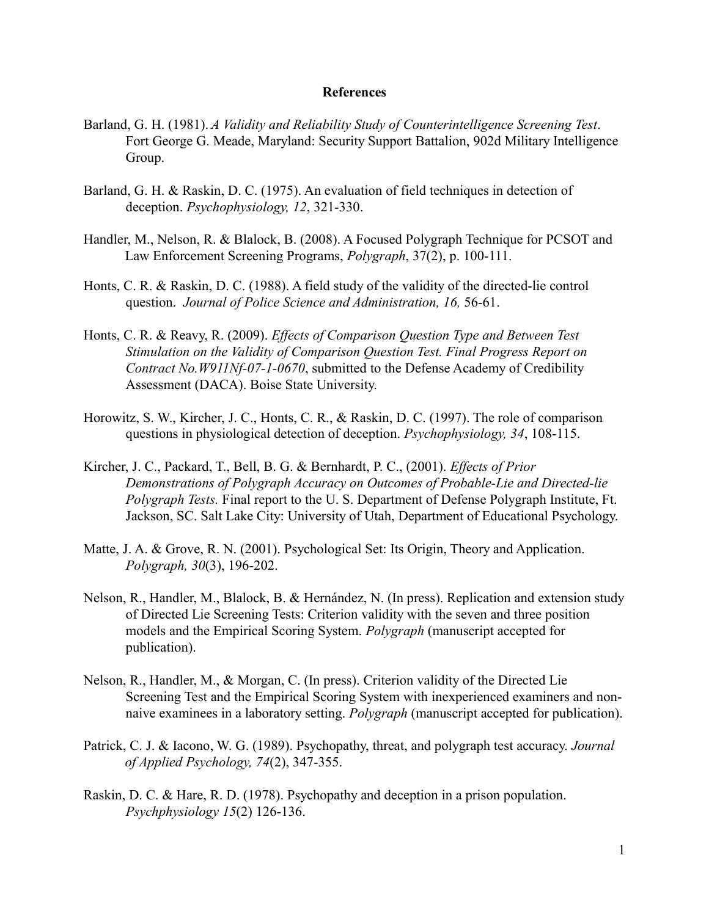## References

Barland, G. H. (1981). *A Validity and Reliability Study of Counterintelligence Screening Test*. Fort George G. Meade, Maryland: Security Support Battalion, 902d Military Intelligence Group.

Barland, G. H. & Raskin, D. C. (1975). An evaluation of field techniques in detection of deception. *Psychophysiology, 12*, 321-330.

Handler, M., Nelson, R. & Blalock, B. (2008). A Focused Polygraph Technique for PCSOT and Law Enforcement Screening Programs, *Polygraph*, 37(2), p. 100-111.

Honts, C. R. & Raskin, D. C. (1988). A field study of the validity of the directed-lie control question. *Journal of Police Science and Administration, 16,* 56-61.

Honts, C. R. & Reavy, R. (2009). *Effects of Comparison Question Type and Between Test Stimulation on the Validity of Comparison Question Test. Final Progress Report on Contract No.W911Nf-07-1-0670*, submitted to the Defense Academy of Credibility Assessment (DACA). Boise State University.

Horowitz, S. W., Kircher, J. C., Honts, C. R., & Raskin, D. C. (1997). The role of comparison questions in physiological detection of deception. *Psychophysiology, 34*, 108-115.

Kircher, J. C., Packard, T., Bell, B. G. & Bernhardt, P. C., (2001). *Effects of Prior Demonstrations of Polygraph Accuracy on Outcomes of Probable-Lie and Directed-lie Polygraph Tests.* Final report to the U. S. Department of Defense Polygraph Institute, Ft. Jackson, SC. Salt Lake City: University of Utah, Department of Educational Psychology.

Matte, J. A. & Grove, R. N. (2001). Psychological Set: Its Origin, Theory and Application. *Polygraph, 30*(3), 196-202.

Nelson, R., Handler, M., Blalock, B. & Hernández, N. (In press). Replication and extension study of Directed Lie Screening Tests: Criterion validity with the seven and three position models and the Empirical Scoring System. *Polygraph* (manuscript accepted for publication).

Nelson, R., Handler, M., & Morgan, C. (In press). Criterion validity of the Directed Lie Screening Test and the Empirical Scoring System with inexperienced examiners and non-naive examinees in a laboratory setting. *Polygraph* (manuscript accepted for publication).

Patrick, C. J. & Iacono, W. G. (1989). Psychopathy, threat, and polygraph test accuracy. *Journal of Applied Psychology, 74*(2), 347-355.

Raskin, D. C. & Hare, R. D. (1978). Psychopathy and deception in a prison population. *Psychphysiology 15*(2) 126-136.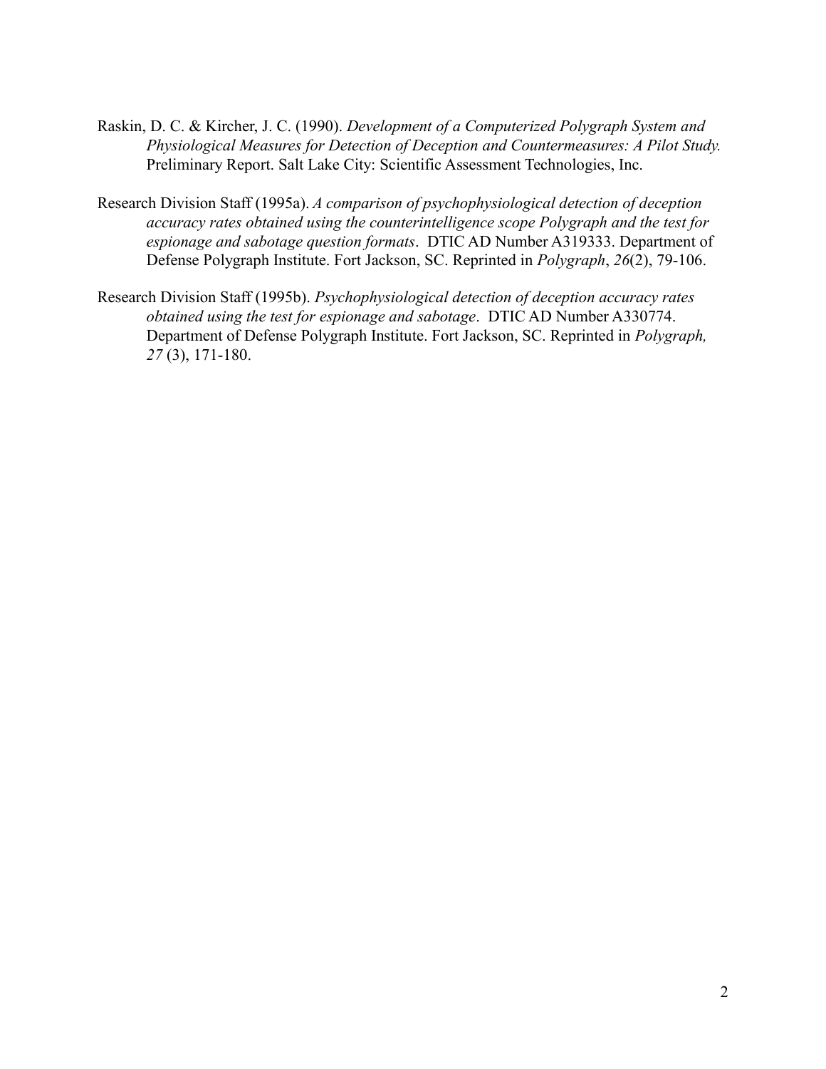Raskin, D. C. & Kircher, J. C. (1990). *Development of a Computerized Polygraph System and Physiological Measures for Detection of Deception and Countermeasures: A Pilot Study.* Preliminary Report. Salt Lake City: Scientific Assessment Technologies, Inc.

Research Division Staff (1995a). *A comparison of psychophysiological detection of deception accuracy rates obtained using the counterintelligence scope Polygraph and the test for espionage and sabotage question formats*. DTIC AD Number A319333. Department of Defense Polygraph Institute. Fort Jackson, SC. Reprinted in *Polygraph*, *26*(2), 79-106.

Research Division Staff (1995b). *Psychophysiological detection of deception accuracy rates obtained using the test for espionage and sabotage*. DTIC AD Number A330774. Department of Defense Polygraph Institute. Fort Jackson, SC. Reprinted in *Polygraph, 27* (3), 171-180.